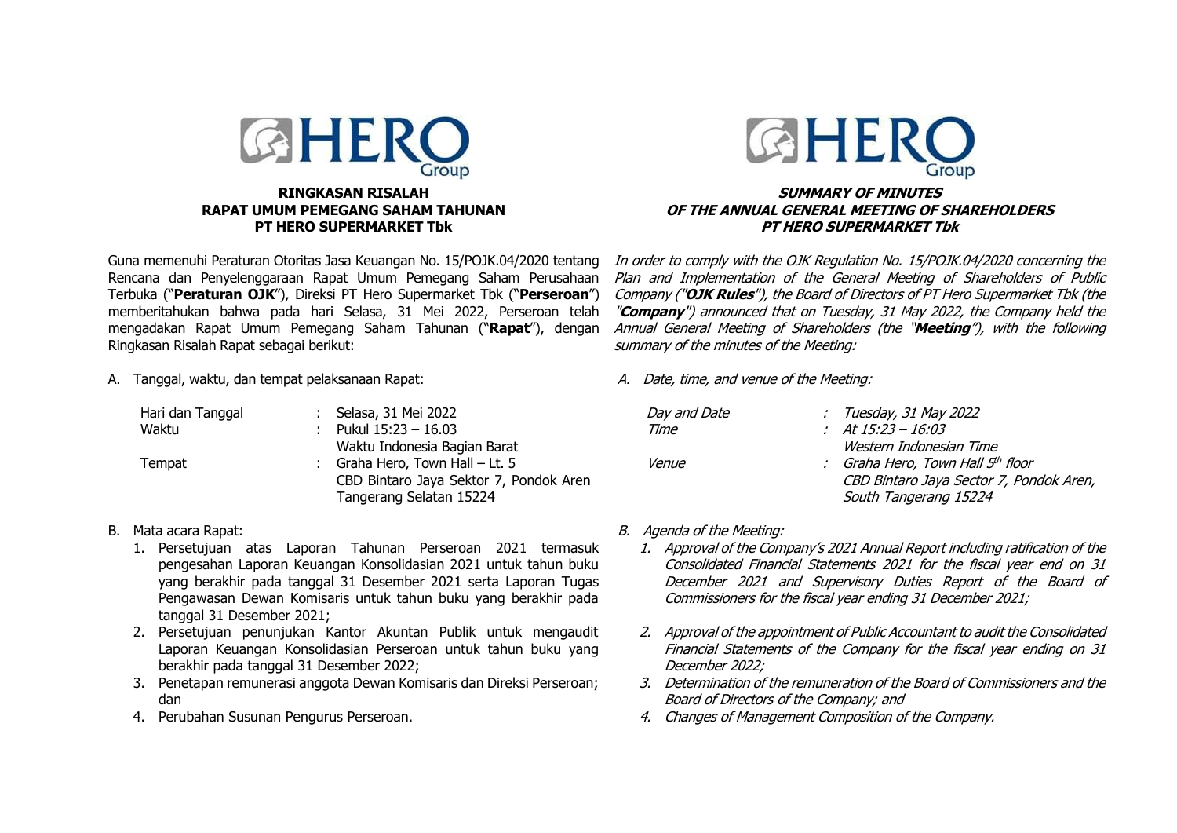## RINGKASAN RISALAH
## RAPAT UMUM PEMEGANG SAHAM TAHUNAN
## PT HERO SUPERMARKET Tbk

Guna memenuhi Peraturan Otoritas Jasa Keuangan No. 15/POJK.04/2020 tentang Rencana dan Penyelenggaraan Rapat Umum Pemegang Saham Perusahaan Terbuka ("**Peraturan OJK**"), Direksi PT Hero Supermarket Tbk ("**Perseroan**") memberitahukan bahwa pada hari Selasa, 31 Mei 2022, Perseroan telah mengadakan Rapat Umum Pemegang Saham Tahunan ("**Rapat**"), dengan Ringkasan Risalah Rapat sebagai berikut:

A. Tanggal, waktu, dan tempat pelaksanaan Rapat:

| | | |
|---|---|---|
| Hari dan Tanggal | : | Selasa, 31 Mei 2022 |
| Waktu | : | Pukul 15:23 – 16.03 Waktu Indonesia Bagian Barat |
| Tempat | : | Graha Hero, Town Hall – Lt. 5 CBD Bintaro Jaya Sektor 7, Pondok Aren Tangerang Selatan 15224 |

B. Mata acara Rapat:

1. Persetujuan atas Laporan Tahunan Perseroan 2021 termasuk pengesahan Laporan Keuangan Konsolidasian 2021 untuk tahun buku yang berakhir pada tanggal 31 Desember 2021 serta Laporan Tugas Pengawasan Dewan Komisaris untuk tahun buku yang berakhir pada tanggal 31 Desember 2021;
2. Persetujuan penunjukan Kantor Akuntan Publik untuk mengaudit Laporan Keuangan Konsolidasian Perseroan untuk tahun buku yang berakhir pada tanggal 31 Desember 2022;
3. Penetapan remunerasi anggota Dewan Komisaris dan Direksi Perseroan; dan
4. Perubahan Susunan Pengurus Perseroan.

## *SUMMARY OF MINUTES*
## *OF THE ANNUAL GENERAL MEETING OF SHAREHOLDERS*
## *PT HERO SUPERMARKET Tbk*

*In order to comply with the OJK Regulation No. 15/POJK.04/2020 concerning the Plan and Implementation of the General Meeting of Shareholders of Public Company ("**OJK Rules**"), the Board of Directors of PT Hero Supermarket Tbk (the "**Company**") announced that on Tuesday, 31 May 2022, the Company held the Annual General Meeting of Shareholders (the "**Meeting**"), with the following summary of the minutes of the Meeting:*

*A. Date, time, and venue of the Meeting:*

| | | |
|---|---|---|
| *Day and Date* | : | *Tuesday, 31 May 2022* |
| *Time* | : | *At 15:23 – 16:03 Western Indonesian Time* |
| *Venue* | : | *Graha Hero, Town Hall 5th floor CBD Bintaro Jaya Sector 7, Pondok Aren, South Tangerang 15224* |

*B. Agenda of the Meeting:*

1. *Approval of the Company's 2021 Annual Report including ratification of the Consolidated Financial Statements 2021 for the fiscal year end on 31 December 2021 and Supervisory Duties Report of the Board of Commissioners for the fiscal year ending 31 December 2021;*
2. *Approval of the appointment of Public Accountant to audit the Consolidated Financial Statements of the Company for the fiscal year ending on 31 December 2022;*
3. *Determination of the remuneration of the Board of Commissioners and the Board of Directors of the Company; and*
4. *Changes of Management Composition of the Company.*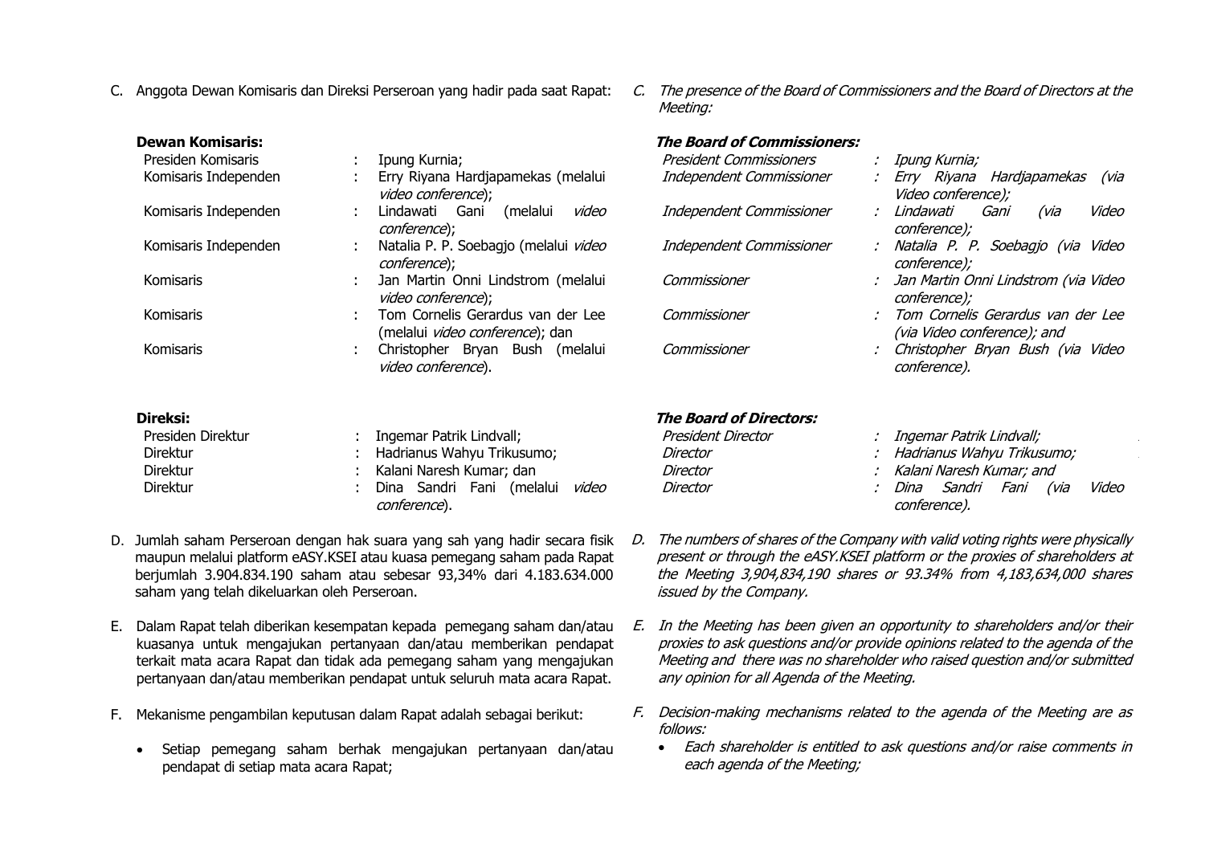C. Anggota Dewan Komisaris dan Direksi Perseroan yang hadir pada saat Rapat:

**Dewan Komisaris:**

| | | |
|---|---|---|
| Presiden Komisaris | : | Ipung Kurnia; |
| Komisaris Independen | : | Erry Riyana Hardjapamekas (melalui *video conference*); |
| Komisaris Independen | : | Lindawati Gani (melalui *video conference*); |
| Komisaris Independen | : | Natalia P. P. Soebagjo (melalui *video conference*); |
| Komisaris | : | Jan Martin Onni Lindstrom (melalui *video conference*); |
| Komisaris | : | Tom Cornelis Gerardus van der Lee (melalui *video conference*); dan |
| Komisaris | : | Christopher Bryan Bush (melalui *video conference*). |

**Direksi:**

| | | |
|---|---|---|
| Presiden Direktur | : | Ingemar Patrik Lindvall; |
| Direktur | : | Hadrianus Wahyu Trikusumo; |
| Direktur | : | Kalani Naresh Kumar; dan |
| Direktur | : | Dina Sandri Fani (melalui *video conference*). |

D. Jumlah saham Perseroan dengan hak suara yang sah yang hadir secara fisik maupun melalui platform eASY.KSEI atau kuasa pemegang saham pada Rapat berjumlah 3.904.834.190 saham atau sebesar 93,34% dari 4.183.634.000 saham yang telah dikeluarkan oleh Perseroan.

E. Dalam Rapat telah diberikan kesempatan kepada pemegang saham dan/atau kuasanya untuk mengajukan pertanyaan dan/atau memberikan pendapat terkait mata acara Rapat dan tidak ada pemegang saham yang mengajukan pertanyaan dan/atau memberikan pendapat untuk seluruh mata acara Rapat.

F. Mekanisme pengambilan keputusan dalam Rapat adalah sebagai berikut:

- Setiap pemegang saham berhak mengajukan pertanyaan dan/atau pendapat di setiap mata acara Rapat;

*C. The presence of the Board of Commissioners and the Board of Directors at the Meeting:*

***The Board of Commissioners:***

| | | |
|---|---|---|
| *President Commissioners* | : | *Ipung Kurnia;* |
| *Independent Commissioner* | : | *Erry Riyana Hardjapamekas (via Video conference);* |
| *Independent Commissioner* | : | *Lindawati Gani (via Video conference);* |
| *Independent Commissioner* | : | *Natalia P. P. Soebagjo (via Video conference);* |
| *Commissioner* | : | *Jan Martin Onni Lindstrom (via Video conference);* |
| *Commissioner* | : | *Tom Cornelis Gerardus van der Lee (via Video conference); and* |
| *Commissioner* | : | *Christopher Bryan Bush (via Video conference).* |

***The Board of Directors:***

| | | |
|---|---|---|
| *President Director* | : | *Ingemar Patrik Lindvall;* |
| *Director* | : | *Hadrianus Wahyu Trikusumo;* |
| *Director* | : | *Kalani Naresh Kumar; and* |
| *Director* | : | *Dina Sandri Fani (via Video conference).* |

*D. The numbers of shares of the Company with valid voting rights were physically present or through the eASY.KSEI platform or the proxies of shareholders at the Meeting 3,904,834,190 shares or 93.34% from 4,183,634,000 shares issued by the Company.*

*E. In the Meeting has been given an opportunity to shareholders and/or their proxies to ask questions and/or provide opinions related to the agenda of the Meeting and there was no shareholder who raised question and/or submitted any opinion for all Agenda of the Meeting.*

*F. Decision-making mechanisms related to the agenda of the Meeting are as follows:*

- *Each shareholder is entitled to ask questions and/or raise comments in each agenda of the Meeting;*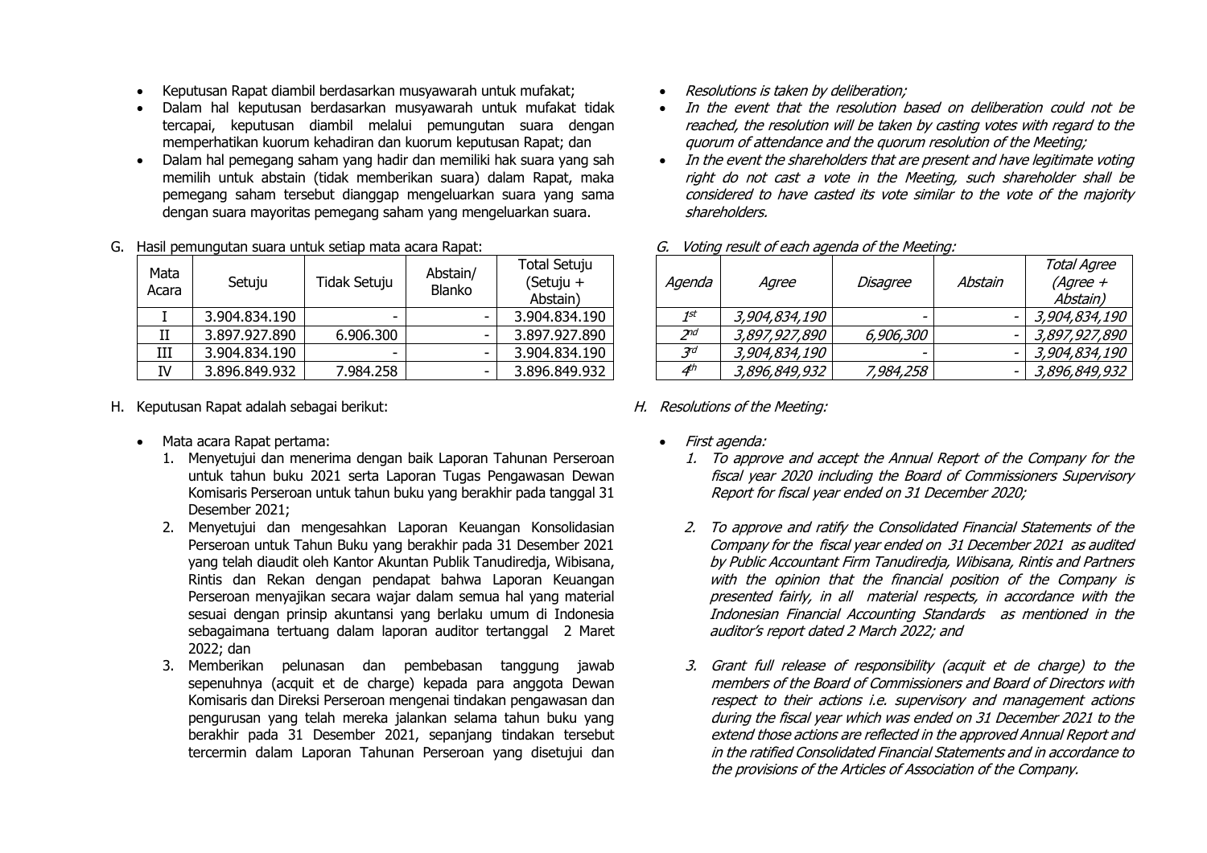- Keputusan Rapat diambil berdasarkan musyawarah untuk mufakat;
- Dalam hal keputusan berdasarkan musyawarah untuk mufakat tidak tercapai, keputusan diambil melalui pemungutan suara dengan memperhatikan kuorum kehadiran dan kuorum keputusan Rapat; dan
- Dalam hal pemegang saham yang hadir dan memiliki hak suara yang sah memilih untuk abstain (tidak memberikan suara) dalam Rapat, maka pemegang saham tersebut dianggap mengeluarkan suara yang sama dengan suara mayoritas pemegang saham yang mengeluarkan suara.

G. Hasil pemungutan suara untuk setiap mata acara Rapat:

| Mata Acara | Setuju | Tidak Setuju | Abstain/ Blanko | Total Setuju (Setuju + Abstain) |
|---|---|---|---|---|
| I | 3.904.834.190 | - | - | 3.904.834.190 |
| II | 3.897.927.890 | 6.906.300 | - | 3.897.927.890 |
| III | 3.904.834.190 | - | - | 3.904.834.190 |
| IV | 3.896.849.932 | 7.984.258 | - | 3.896.849.932 |

H. Keputusan Rapat adalah sebagai berikut:

- Mata acara Rapat pertama:
  1. Menyetujui dan menerima dengan baik Laporan Tahunan Perseroan untuk tahun buku 2021 serta Laporan Tugas Pengawasan Dewan Komisaris Perseroan untuk tahun buku yang berakhir pada tanggal 31 Desember 2021;
  2. Menyetujui dan mengesahkan Laporan Keuangan Konsolidasian Perseroan untuk Tahun Buku yang berakhir pada 31 Desember 2021 yang telah diaudit oleh Kantor Akuntan Publik Tanudiredja, Wibisana, Rintis dan Rekan dengan pendapat bahwa Laporan Keuangan Perseroan menyajikan secara wajar dalam semua hal yang material sesuai dengan prinsip akuntansi yang berlaku umum di Indonesia sebagaimana tertuang dalam laporan auditor tertanggal 2 Maret 2022; dan
  3. Memberikan pelunasan dan pembebasan tanggung jawab sepenuhnya (acquit et de charge) kepada para anggota Dewan Komisaris dan Direksi Perseroan mengenai tindakan pengawasan dan pengurusan yang telah mereka jalankan selama tahun buku yang berakhir pada 31 Desember 2021, sepanjang tindakan tersebut tercermin dalam Laporan Tahunan Perseroan yang disetujui dan

- *Resolutions is taken by deliberation;*
- *In the event that the resolution based on deliberation could not be reached, the resolution will be taken by casting votes with regard to the quorum of attendance and the quorum resolution of the Meeting;*
- *In the event the shareholders that are present and have legitimate voting right do not cast a vote in the Meeting, such shareholder shall be considered to have casted its vote similar to the vote of the majority shareholders.*

*G. Voting result of each agenda of the Meeting:*

| *Agenda* | *Agree* | *Disagree* | *Abstain* | *Total Agree (Agree + Abstain)* |
|---|---|---|---|---|
| *1st* | *3,904,834,190* | - | - | *3,904,834,190* |
| *2nd* | *3,897,927,890* | *6,906,300* | - | *3,897,927,890* |
| *3rd* | *3,904,834,190* | - | - | *3,904,834,190* |
| *4th* | *3,896,849,932* | *7,984,258* | - | *3,896,849,932* |

*H. Resolutions of the Meeting:*

- *First agenda:*
  1. *To approve and accept the Annual Report of the Company for the fiscal year 2020 including the Board of Commissioners Supervisory Report for fiscal year ended on 31 December 2020;*
  2. *To approve and ratify the Consolidated Financial Statements of the Company for the fiscal year ended on 31 December 2021 as audited by Public Accountant Firm Tanudiredja, Wibisana, Rintis and Partners with the opinion that the financial position of the Company is presented fairly, in all material respects, in accordance with the Indonesian Financial Accounting Standards as mentioned in the auditor's report dated 2 March 2022; and*
  3. *Grant full release of responsibility (acquit et de charge) to the members of the Board of Commissioners and Board of Directors with respect to their actions i.e. supervisory and management actions during the fiscal year which was ended on 31 December 2021 to the extend those actions are reflected in the approved Annual Report and in the ratified Consolidated Financial Statements and in accordance to the provisions of the Articles of Association of the Company.*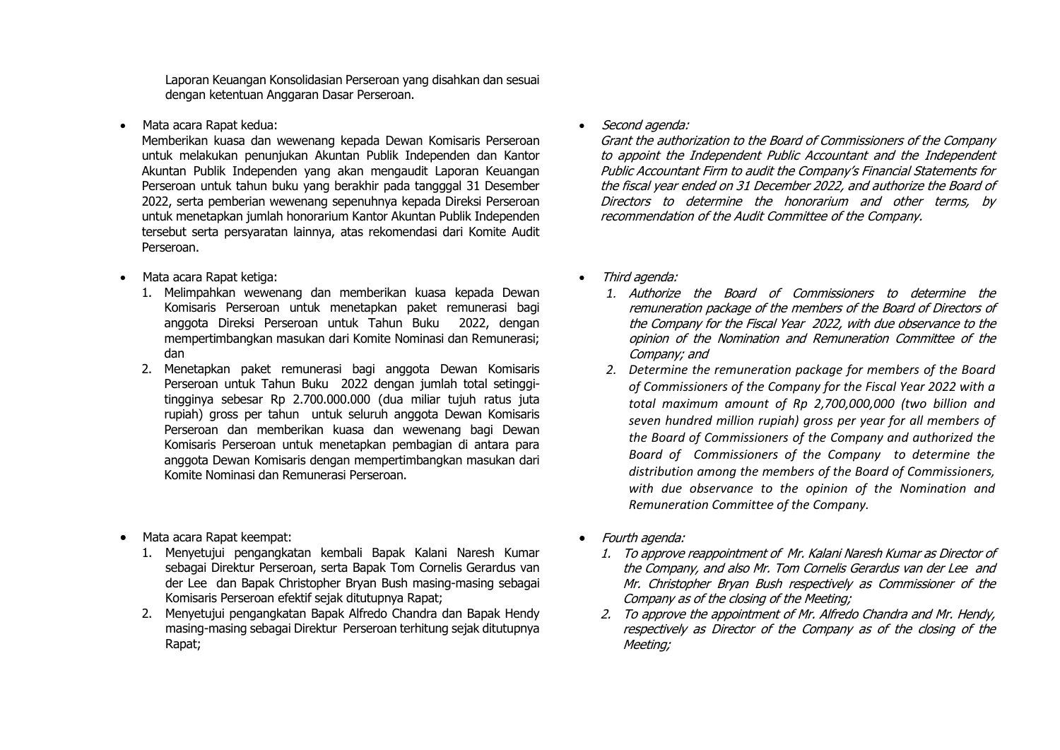Laporan Keuangan Konsolidasian Perseroan yang disahkan dan sesuai dengan ketentuan Anggaran Dasar Perseroan.

- Mata acara Rapat kedua:

  Memberikan kuasa dan wewenang kepada Dewan Komisaris Perseroan untuk melakukan penunjukan Akuntan Publik Independen dan Kantor Akuntan Publik Independen yang akan mengaudit Laporan Keuangan Perseroan untuk tahun buku yang berakhir pada tangggal 31 Desember 2022, serta pemberian wewenang sepenuhnya kepada Direksi Perseroan untuk menetapkan jumlah honorarium Kantor Akuntan Publik Independen tersebut serta persyaratan lainnya, atas rekomendasi dari Komite Audit Perseroan.

- Mata acara Rapat ketiga:
  1. Melimpahkan wewenang dan memberikan kuasa kepada Dewan Komisaris Perseroan untuk menetapkan paket remunerasi bagi anggota Direksi Perseroan untuk Tahun Buku 2022, dengan mempertimbangkan masukan dari Komite Nominasi dan Remunerasi; dan
  2. Menetapkan paket remunerasi bagi anggota Dewan Komisaris Perseroan untuk Tahun Buku 2022 dengan jumlah total setinggi-tingginya sebesar Rp 2.700.000.000 (dua miliar tujuh ratus juta rupiah) gross per tahun untuk seluruh anggota Dewan Komisaris Perseroan dan memberikan kuasa dan wewenang bagi Dewan Komisaris Perseroan untuk menetapkan pembagian di antara para anggota Dewan Komisaris dengan mempertimbangkan masukan dari Komite Nominasi dan Remunerasi Perseroan.

- Mata acara Rapat keempat:
  1. Menyetujui pengangkatan kembali Bapak Kalani Naresh Kumar sebagai Direktur Perseroan, serta Bapak Tom Cornelis Gerardus van der Lee dan Bapak Christopher Bryan Bush masing-masing sebagai Komisaris Perseroan efektif sejak ditutupnya Rapat;
  2. Menyetujui pengangkatan Bapak Alfredo Chandra dan Bapak Hendy masing-masing sebagai Direktur Perseroan terhitung sejak ditutupnya Rapat;

- *Second agenda:*

  *Grant the authorization to the Board of Commissioners of the Company to appoint the Independent Public Accountant and the Independent Public Accountant Firm to audit the Company's Financial Statements for the fiscal year ended on 31 December 2022, and authorize the Board of Directors to determine the honorarium and other terms, by recommendation of the Audit Committee of the Company.*

- *Third agenda:*
  1. *Authorize the Board of Commissioners to determine the remuneration package of the members of the Board of Directors of the Company for the Fiscal Year 2022, with due observance to the opinion of the Nomination and Remuneration Committee of the Company; and*
  2. *Determine the remuneration package for members of the Board of Commissioners of the Company for the Fiscal Year 2022 with a total maximum amount of Rp 2,700,000,000 (two billion and seven hundred million rupiah) gross per year for all members of the Board of Commissioners of the Company and authorized the Board of Commissioners of the Company to determine the distribution among the members of the Board of Commissioners, with due observance to the opinion of the Nomination and Remuneration Committee of the Company.*

- *Fourth agenda:*
  1. *To approve reappointment of Mr. Kalani Naresh Kumar as Director of the Company, and also Mr. Tom Cornelis Gerardus van der Lee and Mr. Christopher Bryan Bush respectively as Commissioner of the Company as of the closing of the Meeting;*
  2. *To approve the appointment of Mr. Alfredo Chandra and Mr. Hendy, respectively as Director of the Company as of the closing of the Meeting;*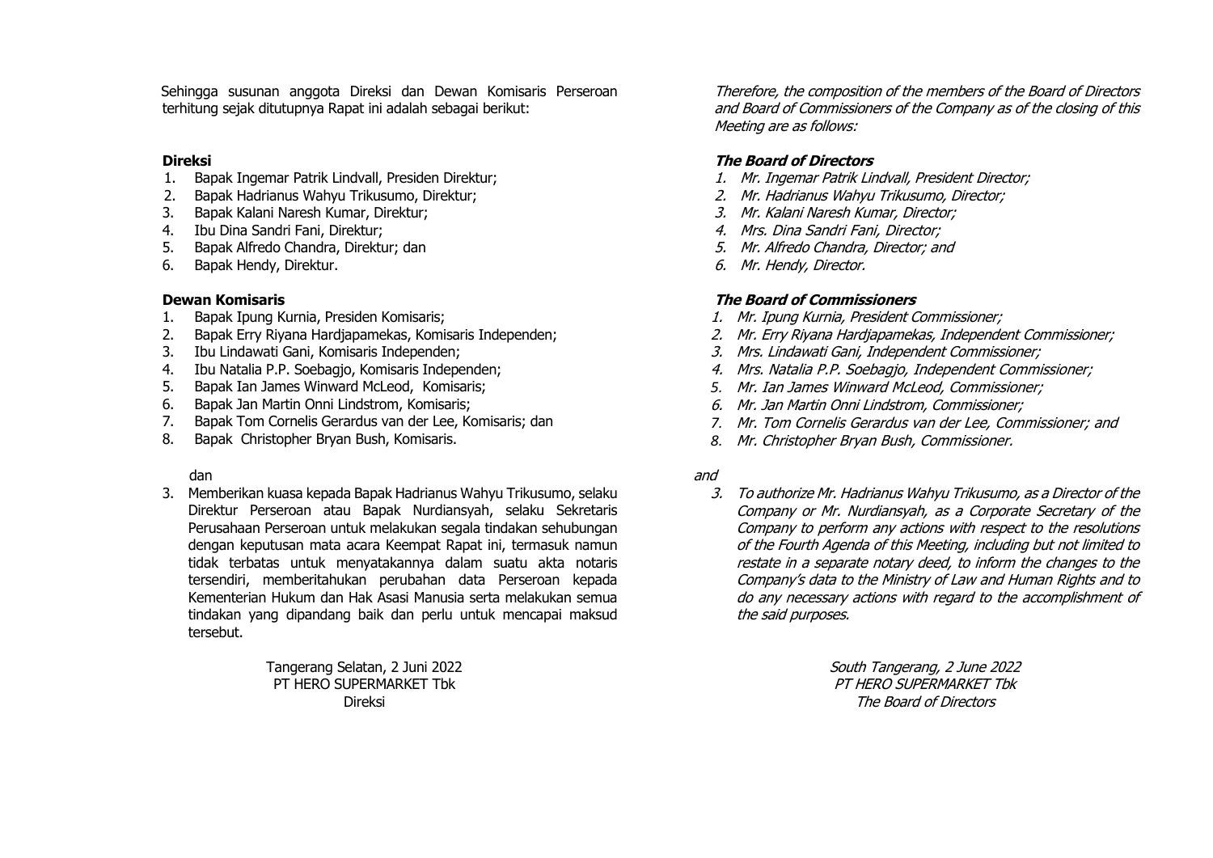Sehingga susunan anggota Direksi dan Dewan Komisaris Perseroan terhitung sejak ditutupnya Rapat ini adalah sebagai berikut:

**Direksi**

1. Bapak Ingemar Patrik Lindvall, Presiden Direktur;
2. Bapak Hadrianus Wahyu Trikusumo, Direktur;
3. Bapak Kalani Naresh Kumar, Direktur;
4. Ibu Dina Sandri Fani, Direktur;
5. Bapak Alfredo Chandra, Direktur; dan
6. Bapak Hendy, Direktur.

**Dewan Komisaris**

1. Bapak Ipung Kurnia, Presiden Komisaris;
2. Bapak Erry Riyana Hardjapamekas, Komisaris Independen;
3. Ibu Lindawati Gani, Komisaris Independen;
4. Ibu Natalia P.P. Soebagjo, Komisaris Independen;
5. Bapak Ian James Winward McLeod, Komisaris;
6. Bapak Jan Martin Onni Lindstrom, Komisaris;
7. Bapak Tom Cornelis Gerardus van der Lee, Komisaris; dan
8. Bapak Christopher Bryan Bush, Komisaris.

dan

3. Memberikan kuasa kepada Bapak Hadrianus Wahyu Trikusumo, selaku Direktur Perseroan atau Bapak Nurdiansyah, selaku Sekretaris Perusahaan Perseroan untuk melakukan segala tindakan sehubungan dengan keputusan mata acara Keempat Rapat ini, termasuk namun tidak terbatas untuk menyatakannya dalam suatu akta notaris tersendiri, memberitahukan perubahan data Perseroan kepada Kementerian Hukum dan Hak Asasi Manusia serta melakukan semua tindakan yang dipandang baik dan perlu untuk mencapai maksud tersebut.

Tangerang Selatan, 2 Juni 2022
PT HERO SUPERMARKET Tbk
Direksi

*Therefore, the composition of the members of the Board of Directors and Board of Commissioners of the Company as of the closing of this Meeting are as follows:*

***The Board of Directors***

1. *Mr. Ingemar Patrik Lindvall, President Director;*
2. *Mr. Hadrianus Wahyu Trikusumo, Director;*
3. *Mr. Kalani Naresh Kumar, Director;*
4. *Mrs. Dina Sandri Fani, Director;*
5. *Mr. Alfredo Chandra, Director; and*
6. *Mr. Hendy, Director.*

***The Board of Commissioners***

1. *Mr. Ipung Kurnia, President Commissioner;*
2. *Mr. Erry Riyana Hardjapamekas, Independent Commissioner;*
3. *Mrs. Lindawati Gani, Independent Commissioner;*
4. *Mrs. Natalia P.P. Soebagjo, Independent Commissioner;*
5. *Mr. Ian James Winward McLeod, Commissioner;*
6. *Mr. Jan Martin Onni Lindstrom, Commissioner;*
7. *Mr. Tom Cornelis Gerardus van der Lee, Commissioner; and*
8. *Mr. Christopher Bryan Bush, Commissioner.*

*and*

3. *To authorize Mr. Hadrianus Wahyu Trikusumo, as a Director of the Company or Mr. Nurdiansyah, as a Corporate Secretary of the Company to perform any actions with respect to the resolutions of the Fourth Agenda of this Meeting, including but not limited to restate in a separate notary deed, to inform the changes to the Company's data to the Ministry of Law and Human Rights and to do any necessary actions with regard to the accomplishment of the said purposes.*

*South Tangerang, 2 June 2022*
*PT HERO SUPERMARKET Tbk*
*The Board of Directors*